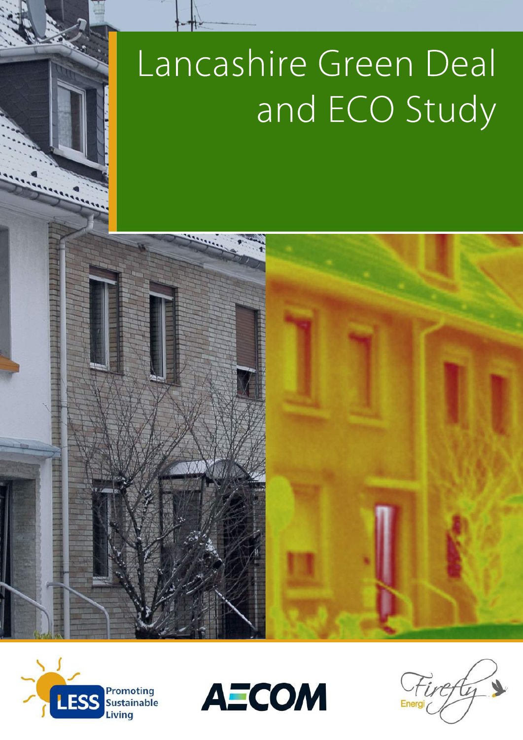# Lancashire Green Deal and ECO Study

LESS Promoting Sustainable Living

AECOM

Firefly Energi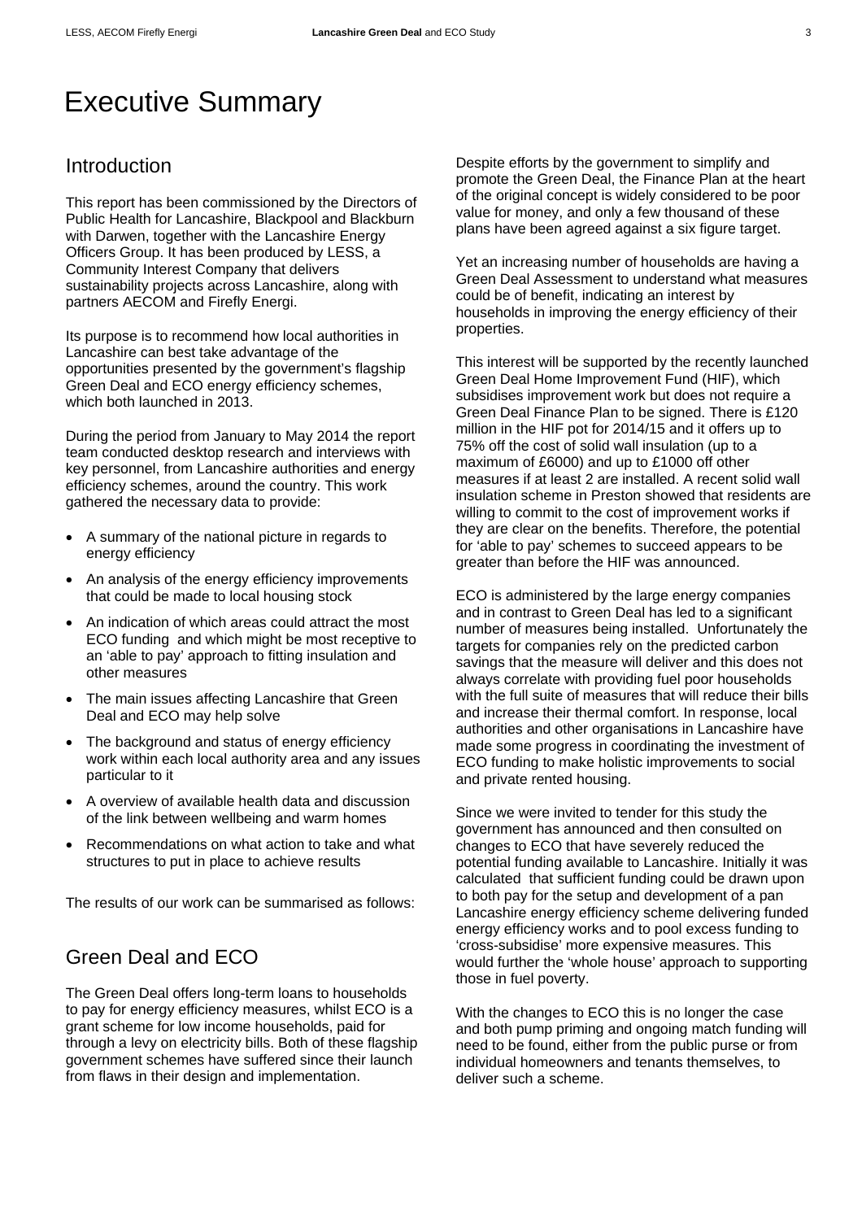# Executive Summary

## Introduction

This report has been commissioned by the Directors of Public Health for Lancashire, Blackpool and Blackburn with Darwen, together with the Lancashire Energy Officers Group. It has been produced by LESS, a Community Interest Company that delivers sustainability projects across Lancashire, along with partners AECOM and Firefly Energi.

Its purpose is to recommend how local authorities in Lancashire can best take advantage of the opportunities presented by the government's flagship Green Deal and ECO energy efficiency schemes, which both launched in 2013.

During the period from January to May 2014 the report team conducted desktop research and interviews with key personnel, from Lancashire authorities and energy efficiency schemes, around the country. This work gathered the necessary data to provide:

- A summary of the national picture in regards to energy efficiency
- An analysis of the energy efficiency improvements that could be made to local housing stock
- An indication of which areas could attract the most ECO funding and which might be most receptive to an 'able to pay' approach to fitting insulation and other measures
- The main issues affecting Lancashire that Green Deal and ECO may help solve
- The background and status of energy efficiency work within each local authority area and any issues particular to it
- A overview of available health data and discussion of the link between wellbeing and warm homes
- Recommendations on what action to take and what structures to put in place to achieve results

The results of our work can be summarised as follows:

## Green Deal and ECO

The Green Deal offers long-term loans to households to pay for energy efficiency measures, whilst ECO is a grant scheme for low income households, paid for through a levy on electricity bills. Both of these flagship government schemes have suffered since their launch from flaws in their design and implementation.

Despite efforts by the government to simplify and promote the Green Deal, the Finance Plan at the heart of the original concept is widely considered to be poor value for money, and only a few thousand of these plans have been agreed against a six figure target.

Yet an increasing number of households are having a Green Deal Assessment to understand what measures could be of benefit, indicating an interest by households in improving the energy efficiency of their properties.

This interest will be supported by the recently launched Green Deal Home Improvement Fund (HIF), which subsidises improvement work but does not require a Green Deal Finance Plan to be signed. There is £120 million in the HIF pot for 2014/15 and it offers up to 75% off the cost of solid wall insulation (up to a maximum of £6000) and up to £1000 off other measures if at least 2 are installed. A recent solid wall insulation scheme in Preston showed that residents are willing to commit to the cost of improvement works if they are clear on the benefits. Therefore, the potential for 'able to pay' schemes to succeed appears to be greater than before the HIF was announced.

ECO is administered by the large energy companies and in contrast to Green Deal has led to a significant number of measures being installed. Unfortunately the targets for companies rely on the predicted carbon savings that the measure will deliver and this does not always correlate with providing fuel poor households with the full suite of measures that will reduce their bills and increase their thermal comfort. In response, local authorities and other organisations in Lancashire have made some progress in coordinating the investment of ECO funding to make holistic improvements to social and private rented housing.

Since we were invited to tender for this study the government has announced and then consulted on changes to ECO that have severely reduced the potential funding available to Lancashire. Initially it was calculated that sufficient funding could be drawn upon to both pay for the setup and development of a pan Lancashire energy efficiency scheme delivering funded energy efficiency works and to pool excess funding to 'cross-subsidise' more expensive measures. This would further the 'whole house' approach to supporting those in fuel poverty.

With the changes to ECO this is no longer the case and both pump priming and ongoing match funding will need to be found, either from the public purse or from individual homeowners and tenants themselves, to deliver such a scheme.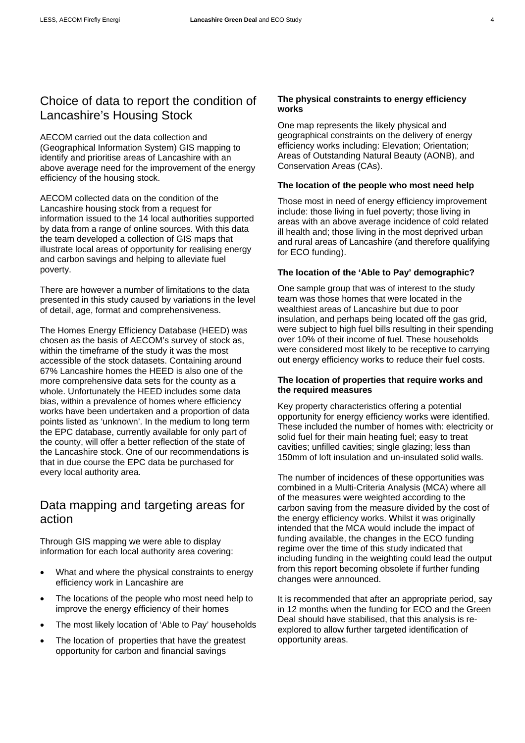## Choice of data to report the condition of Lancashire's Housing Stock

AECOM carried out the data collection and (Geographical Information System) GIS mapping to identify and prioritise areas of Lancashire with an above average need for the improvement of the energy efficiency of the housing stock.

AECOM collected data on the condition of the Lancashire housing stock from a request for information issued to the 14 local authorities supported by data from a range of online sources. With this data the team developed a collection of GIS maps that illustrate local areas of opportunity for realising energy and carbon savings and helping to alleviate fuel poverty.

There are however a number of limitations to the data presented in this study caused by variations in the level of detail, age, format and comprehensiveness.

The Homes Energy Efficiency Database (HEED) was chosen as the basis of AECOM's survey of stock as, within the timeframe of the study it was the most accessible of the stock datasets. Containing around 67% Lancashire homes the HEED is also one of the more comprehensive data sets for the county as a whole. Unfortunately the HEED includes some data bias, within a prevalence of homes where efficiency works have been undertaken and a proportion of data points listed as 'unknown'. In the medium to long term the EPC database, currently available for only part of the county, will offer a better reflection of the state of the Lancashire stock. One of our recommendations is that in due course the EPC data be purchased for every local authority area.

## Data mapping and targeting areas for action

Through GIS mapping we were able to display information for each local authority area covering:

- What and where the physical constraints to energy efficiency work in Lancashire are
- The locations of the people who most need help to improve the energy efficiency of their homes
- The most likely location of 'Able to Pay' households
- The location of properties that have the greatest opportunity for carbon and financial savings

**The physical constraints to energy efficiency works**

One map represents the likely physical and geographical constraints on the delivery of energy efficiency works including: Elevation; Orientation; Areas of Outstanding Natural Beauty (AONB), and Conservation Areas (CAs).

**The location of the people who most need help**

Those most in need of energy efficiency improvement include: those living in fuel poverty; those living in areas with an above average incidence of cold related ill health and; those living in the most deprived urban and rural areas of Lancashire (and therefore qualifying for ECO funding).

**The location of the 'Able to Pay' demographic?**

One sample group that was of interest to the study team was those homes that were located in the wealthiest areas of Lancashire but due to poor insulation, and perhaps being located off the gas grid, were subject to high fuel bills resulting in their spending over 10% of their income of fuel. These households were considered most likely to be receptive to carrying out energy efficiency works to reduce their fuel costs.

**The location of properties that require works and the required measures**

Key property characteristics offering a potential opportunity for energy efficiency works were identified. These included the number of homes with: electricity or solid fuel for their main heating fuel; easy to treat cavities; unfilled cavities; single glazing; less than 150mm of loft insulation and un-insulated solid walls.

The number of incidences of these opportunities was combined in a Multi-Criteria Analysis (MCA) where all of the measures were weighted according to the carbon saving from the measure divided by the cost of the energy efficiency works. Whilst it was originally intended that the MCA would include the impact of funding available, the changes in the ECO funding regime over the time of this study indicated that including funding in the weighting could lead the output from this report becoming obsolete if further funding changes were announced.

It is recommended that after an appropriate period, say in 12 months when the funding for ECO and the Green Deal should have stabilised, that this analysis is re-explored to allow further targeted identification of opportunity areas.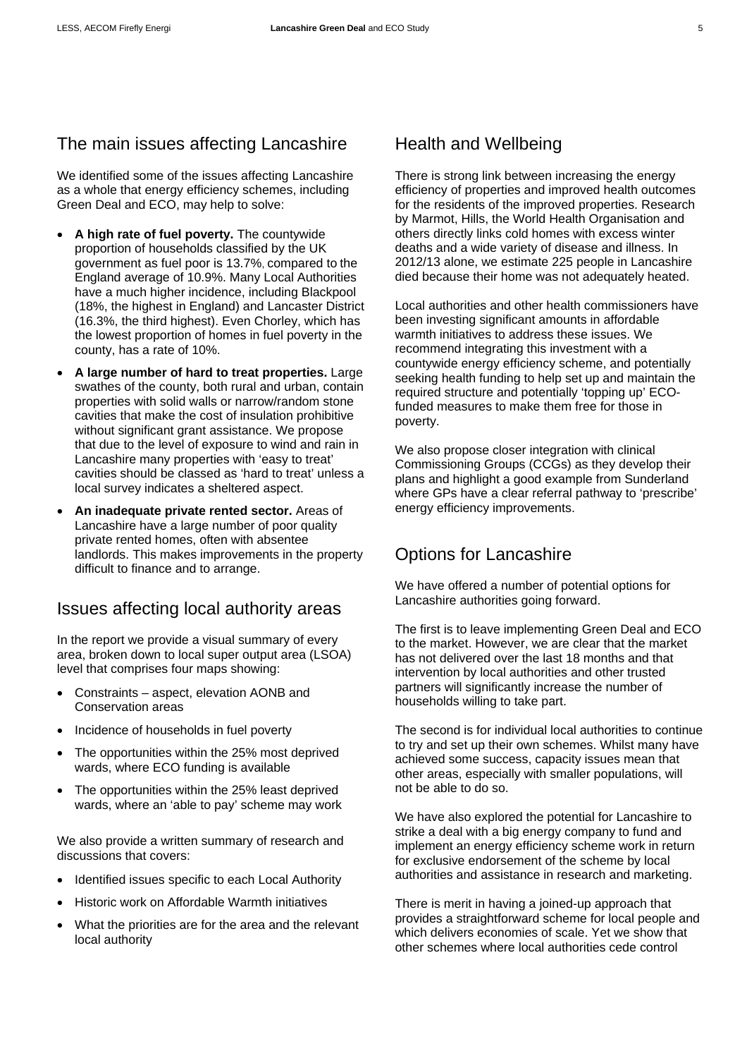## The main issues affecting Lancashire

We identified some of the issues affecting Lancashire as a whole that energy efficiency schemes, including Green Deal and ECO, may help to solve:

- **A high rate of fuel poverty.** The countywide proportion of households classified by the UK government as fuel poor is 13.7%, compared to the England average of 10.9%. Many Local Authorities have a much higher incidence, including Blackpool (18%, the highest in England) and Lancaster District (16.3%, the third highest). Even Chorley, which has the lowest proportion of homes in fuel poverty in the county, has a rate of 10%.
- **A large number of hard to treat properties.** Large swathes of the county, both rural and urban, contain properties with solid walls or narrow/random stone cavities that make the cost of insulation prohibitive without significant grant assistance. We propose that due to the level of exposure to wind and rain in Lancashire many properties with 'easy to treat' cavities should be classed as 'hard to treat' unless a local survey indicates a sheltered aspect.
- **An inadequate private rented sector.** Areas of Lancashire have a large number of poor quality private rented homes, often with absentee landlords. This makes improvements in the property difficult to finance and to arrange.

## Issues affecting local authority areas

In the report we provide a visual summary of every area, broken down to local super output area (LSOA) level that comprises four maps showing:

- Constraints – aspect, elevation AONB and Conservation areas
- Incidence of households in fuel poverty
- The opportunities within the 25% most deprived wards, where ECO funding is available
- The opportunities within the 25% least deprived wards, where an 'able to pay' scheme may work

We also provide a written summary of research and discussions that covers:

- Identified issues specific to each Local Authority
- Historic work on Affordable Warmth initiatives
- What the priorities are for the area and the relevant local authority

## Health and Wellbeing

There is strong link between increasing the energy efficiency of properties and improved health outcomes for the residents of the improved properties. Research by Marmot, Hills, the World Health Organisation and others directly links cold homes with excess winter deaths and a wide variety of disease and illness. In 2012/13 alone, we estimate 225 people in Lancashire died because their home was not adequately heated.

Local authorities and other health commissioners have been investing significant amounts in affordable warmth initiatives to address these issues. We recommend integrating this investment with a countywide energy efficiency scheme, and potentially seeking health funding to help set up and maintain the required structure and potentially 'topping up' ECO-funded measures to make them free for those in poverty.

We also propose closer integration with clinical Commissioning Groups (CCGs) as they develop their plans and highlight a good example from Sunderland where GPs have a clear referral pathway to 'prescribe' energy efficiency improvements.

## Options for Lancashire

We have offered a number of potential options for Lancashire authorities going forward.

The first is to leave implementing Green Deal and ECO to the market. However, we are clear that the market has not delivered over the last 18 months and that intervention by local authorities and other trusted partners will significantly increase the number of households willing to take part.

The second is for individual local authorities to continue to try and set up their own schemes. Whilst many have achieved some success, capacity issues mean that other areas, especially with smaller populations, will not be able to do so.

We have also explored the potential for Lancashire to strike a deal with a big energy company to fund and implement an energy efficiency scheme work in return for exclusive endorsement of the scheme by local authorities and assistance in research and marketing.

There is merit in having a joined-up approach that provides a straightforward scheme for local people and which delivers economies of scale. Yet we show that other schemes where local authorities cede control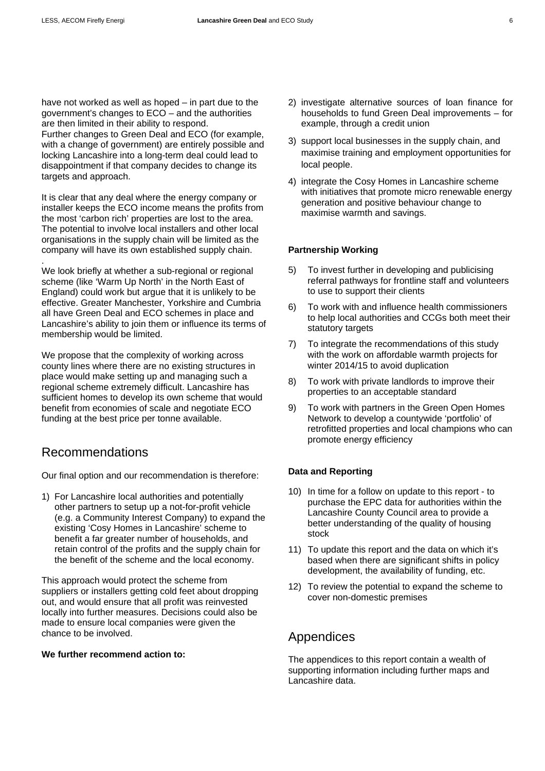have not worked as well as hoped – in part due to the government's changes to ECO – and the authorities are then limited in their ability to respond. Further changes to Green Deal and ECO (for example, with a change of government) are entirely possible and locking Lancashire into a long-term deal could lead to disappointment if that company decides to change its targets and approach.

It is clear that any deal where the energy company or installer keeps the ECO income means the profits from the most 'carbon rich' properties are lost to the area. The potential to involve local installers and other local organisations in the supply chain will be limited as the company will have its own established supply chain.

We look briefly at whether a sub-regional or regional scheme (like 'Warm Up North' in the North East of England) could work but argue that it is unlikely to be effective. Greater Manchester, Yorkshire and Cumbria all have Green Deal and ECO schemes in place and Lancashire's ability to join them or influence its terms of membership would be limited.

We propose that the complexity of working across county lines where there are no existing structures in place would make setting up and managing such a regional scheme extremely difficult. Lancashire has sufficient homes to develop its own scheme that would benefit from economies of scale and negotiate ECO funding at the best price per tonne available.

## Recommendations

Our final option and our recommendation is therefore:

1) For Lancashire local authorities and potentially other partners to setup up a not-for-profit vehicle (e.g. a Community Interest Company) to expand the existing 'Cosy Homes in Lancashire' scheme to benefit a far greater number of households, and retain control of the profits and the supply chain for the benefit of the scheme and the local economy.

This approach would protect the scheme from suppliers or installers getting cold feet about dropping out, and would ensure that all profit was reinvested locally into further measures. Decisions could also be made to ensure local companies were given the chance to be involved.

**We further recommend action to:**

2) investigate alternative sources of loan finance for households to fund Green Deal improvements – for example, through a credit union
3) support local businesses in the supply chain, and maximise training and employment opportunities for local people.
4) integrate the Cosy Homes in Lancashire scheme with initiatives that promote micro renewable energy generation and positive behaviour change to maximise warmth and savings.

**Partnership Working**

5) To invest further in developing and publicising referral pathways for frontline staff and volunteers to use to support their clients
6) To work with and influence health commissioners to help local authorities and CCGs both meet their statutory targets
7) To integrate the recommendations of this study with the work on affordable warmth projects for winter 2014/15 to avoid duplication
8) To work with private landlords to improve their properties to an acceptable standard
9) To work with partners in the Green Open Homes Network to develop a countywide 'portfolio' of retrofitted properties and local champions who can promote energy efficiency

**Data and Reporting**

10) In time for a follow on update to this report - to purchase the EPC data for authorities within the Lancashire County Council area to provide a better understanding of the quality of housing stock
11) To update this report and the data on which it's based when there are significant shifts in policy development, the availability of funding, etc.
12) To review the potential to expand the scheme to cover non-domestic premises

## Appendices

The appendices to this report contain a wealth of supporting information including further maps and Lancashire data.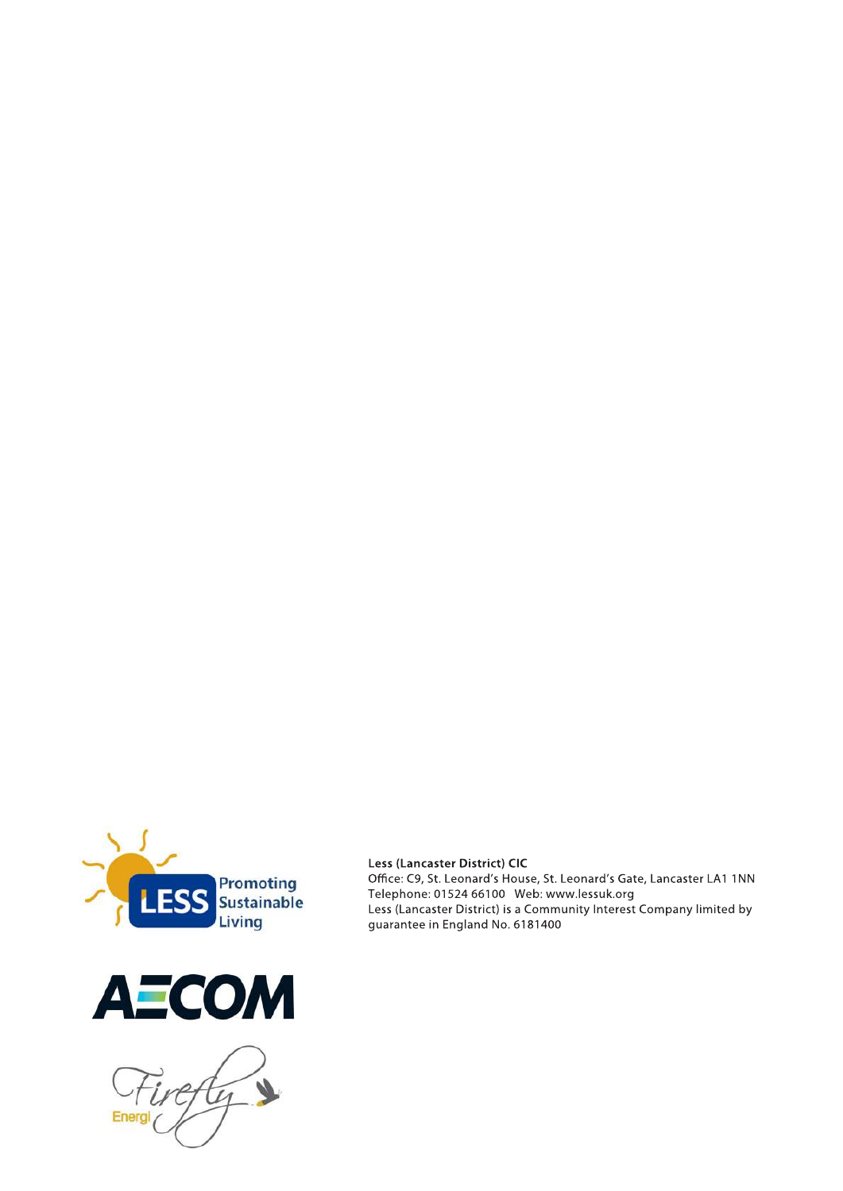**Less (Lancaster District) CIC**
Office: C9, St. Leonard's House, St. Leonard's Gate, Lancaster LA1 1NN
Telephone: 01524 66100 Web: www.lessuk.org
Less (Lancaster District) is a Community Interest Company limited by guarantee in England No. 6181400